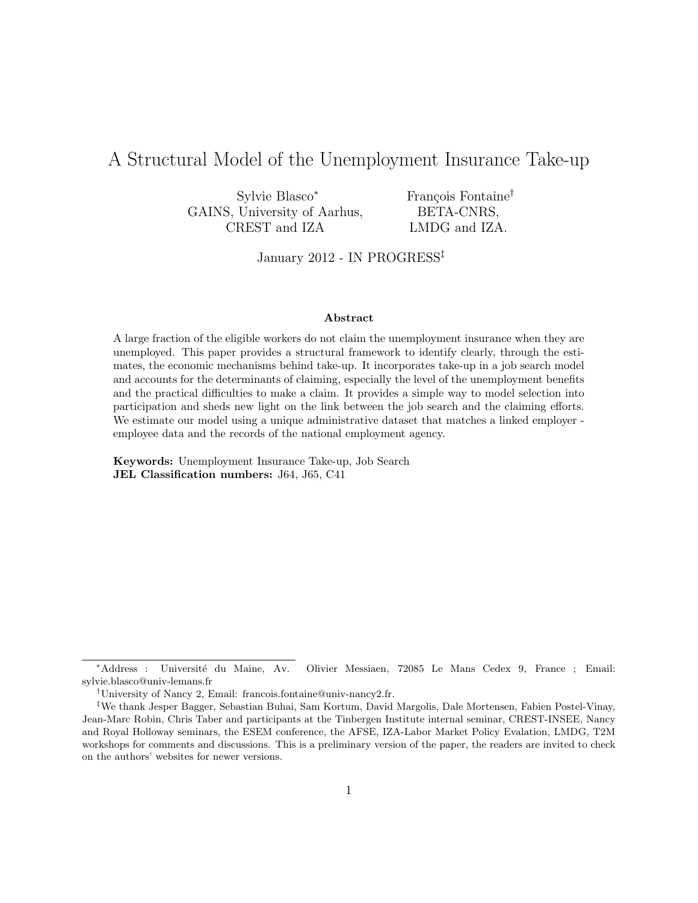# A Structural Model of the Unemployment Insurance Take-up

Sylvie Blasco[*]
GAINS, University of Aarhus,
CREST and IZA

François Fontaine[†]
BETA-CNRS,
LMDG and IZA.

January 2012 - IN PROGRESS[‡]

### Abstract

A large fraction of the eligible workers do not claim the unemployment insurance when they are unemployed. This paper provides a structural framework to identify clearly, through the estimates, the economic mechanisms behind take-up. It incorporates take-up in a job search model and accounts for the determinants of claiming, especially the level of the unemployment benefits and the practical difficulties to make a claim. It provides a simple way to model selection into participation and sheds new light on the link between the job search and the claiming efforts. We estimate our model using a unique administrative dataset that matches a linked employer - employee data and the records of the national employment agency.

**Keywords:** Unemployment Insurance Take-up, Job Search
**JEL Classification numbers:** J64, J65, C41

---

[*] Address : Université du Maine, Av. Olivier Messiaen, 72085 Le Mans Cedex 9, France ; Email: sylvie.blasco@univ-lemans.fr

[†] University of Nancy 2, Email: francois.fontaine@univ-nancy2.fr.

[‡] We thank Jesper Bagger, Sebastian Buhai, Sam Kortum, David Margolis, Dale Mortensen, Fabien Postel-Vinay, Jean-Marc Robin, Chris Taber and participants at the Tinbergen Institute internal seminar, CREST-INSEE, Nancy and Royal Holloway seminars, the ESEM conference, the AFSE, IZA-Labor Market Policy Evalation, LMDG, T2M workshops for comments and discussions. This is a preliminary version of the paper, the readers are invited to check on the authors' websites for newer versions.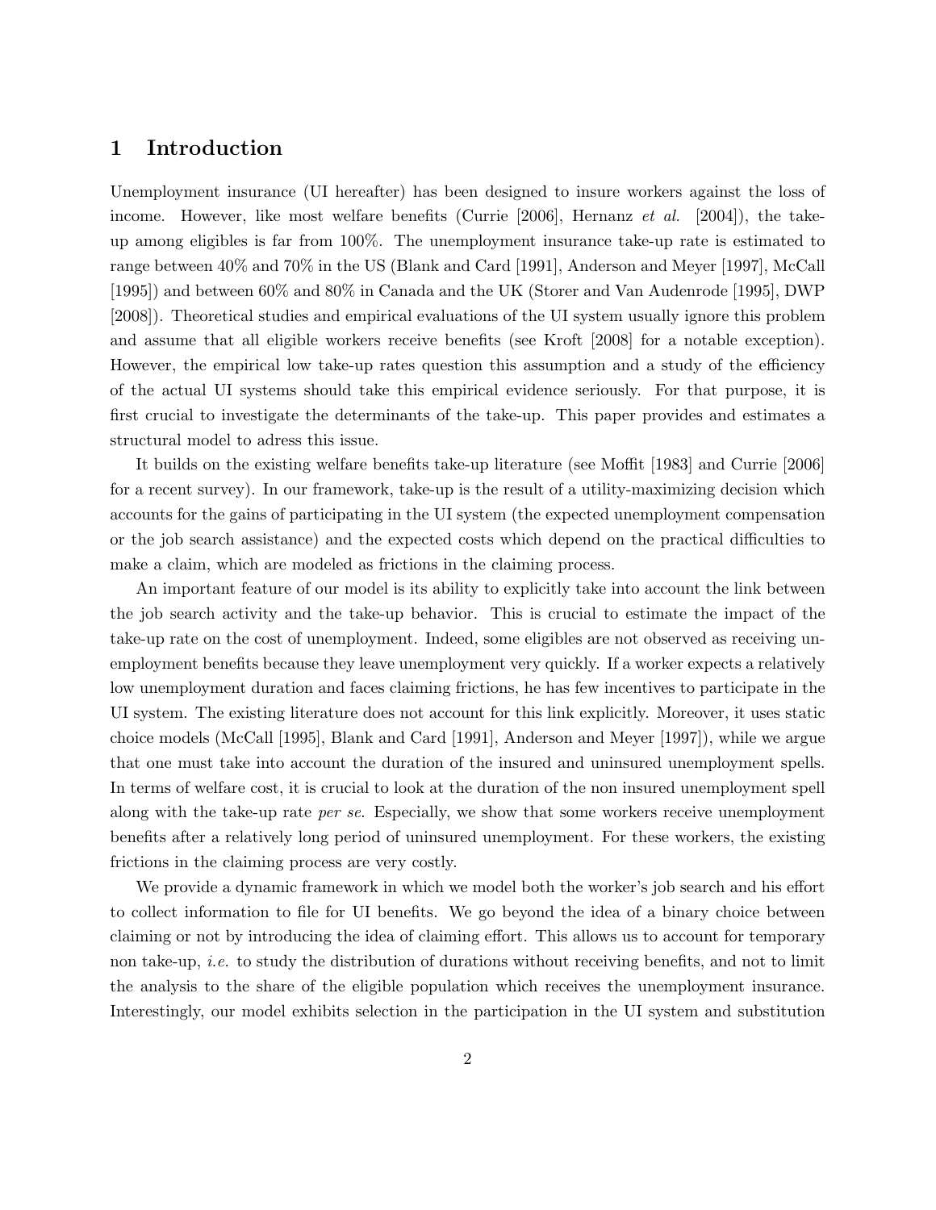# 1 Introduction

Unemployment insurance (UI hereafter) has been designed to insure workers against the loss of income. However, like most welfare benefits (Currie [2006], Hernanz *et al.* [2004]), the take-up among eligibles is far from 100%. The unemployment insurance take-up rate is estimated to range between 40% and 70% in the US (Blank and Card [1991], Anderson and Meyer [1997], McCall [1995]) and between 60% and 80% in Canada and the UK (Storer and Van Audenrode [1995], DWP [2008]). Theoretical studies and empirical evaluations of the UI system usually ignore this problem and assume that all eligible workers receive benefits (see Kroft [2008] for a notable exception). However, the empirical low take-up rates question this assumption and a study of the efficiency of the actual UI systems should take this empirical evidence seriously. For that purpose, it is first crucial to investigate the determinants of the take-up. This paper provides and estimates a structural model to adress this issue.

It builds on the existing welfare benefits take-up literature (see Moffit [1983] and Currie [2006] for a recent survey). In our framework, take-up is the result of a utility-maximizing decision which accounts for the gains of participating in the UI system (the expected unemployment compensation or the job search assistance) and the expected costs which depend on the practical difficulties to make a claim, which are modeled as frictions in the claiming process.

An important feature of our model is its ability to explicitly take into account the link between the job search activity and the take-up behavior. This is crucial to estimate the impact of the take-up rate on the cost of unemployment. Indeed, some eligibles are not observed as receiving unemployment benefits because they leave unemployment very quickly. If a worker expects a relatively low unemployment duration and faces claiming frictions, he has few incentives to participate in the UI system. The existing literature does not account for this link explicitly. Moreover, it uses static choice models (McCall [1995], Blank and Card [1991], Anderson and Meyer [1997]), while we argue that one must take into account the duration of the insured and uninsured unemployment spells. In terms of welfare cost, it is crucial to look at the duration of the non insured unemployment spell along with the take-up rate *per se*. Especially, we show that some workers receive unemployment benefits after a relatively long period of uninsured unemployment. For these workers, the existing frictions in the claiming process are very costly.

We provide a dynamic framework in which we model both the worker's job search and his effort to collect information to file for UI benefits. We go beyond the idea of a binary choice between claiming or not by introducing the idea of claiming effort. This allows us to account for temporary non take-up, *i.e.* to study the distribution of durations without receiving benefits, and not to limit the analysis to the share of the eligible population which receives the unemployment insurance. Interestingly, our model exhibits selection in the participation in the UI system and substitution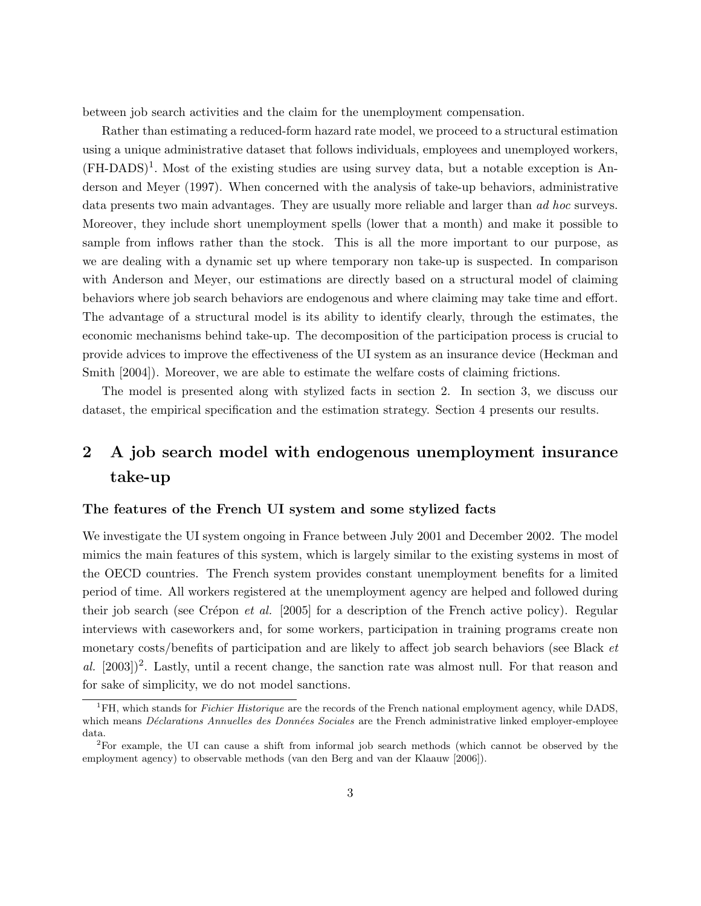between job search activities and the claim for the unemployment compensation.

Rather than estimating a reduced-form hazard rate model, we proceed to a structural estimation using a unique administrative dataset that follows individuals, employees and unemployed workers, (FH-DADS)[1]. Most of the existing studies are using survey data, but a notable exception is Anderson and Meyer (1997). When concerned with the analysis of take-up behaviors, administrative data presents two main advantages. They are usually more reliable and larger than *ad hoc* surveys. Moreover, they include short unemployment spells (lower that a month) and make it possible to sample from inflows rather than the stock. This is all the more important to our purpose, as we are dealing with a dynamic set up where temporary non take-up is suspected. In comparison with Anderson and Meyer, our estimations are directly based on a structural model of claiming behaviors where job search behaviors are endogenous and where claiming may take time and effort. The advantage of a structural model is its ability to identify clearly, through the estimates, the economic mechanisms behind take-up. The decomposition of the participation process is crucial to provide advices to improve the effectiveness of the UI system as an insurance device (Heckman and Smith [2004]). Moreover, we are able to estimate the welfare costs of claiming frictions.

The model is presented along with stylized facts in section 2. In section 3, we discuss our dataset, the empirical specification and the estimation strategy. Section 4 presents our results.

## 2 A job search model with endogenous unemployment insurance take-up

### The features of the French UI system and some stylized facts

We investigate the UI system ongoing in France between July 2001 and December 2002. The model mimics the main features of this system, which is largely similar to the existing systems in most of the OECD countries. The French system provides constant unemployment benefits for a limited period of time. All workers registered at the unemployment agency are helped and followed during their job search (see Crépon *et al.* [2005] for a description of the French active policy). Regular interviews with caseworkers and, for some workers, participation in training programs create non monetary costs/benefits of participation and are likely to affect job search behaviors (see Black *et al.* [2003])[2]. Lastly, until a recent change, the sanction rate was almost null. For that reason and for sake of simplicity, we do not model sanctions.

[1] FH, which stands for *Fichier Historique* are the records of the French national employment agency, while DADS, which means *Déclarations Annuelles des Données Sociales* are the French administrative linked employer-employee data.

[2] For example, the UI can cause a shift from informal job search methods (which cannot be observed by the employment agency) to observable methods (van den Berg and van der Klaauw [2006]).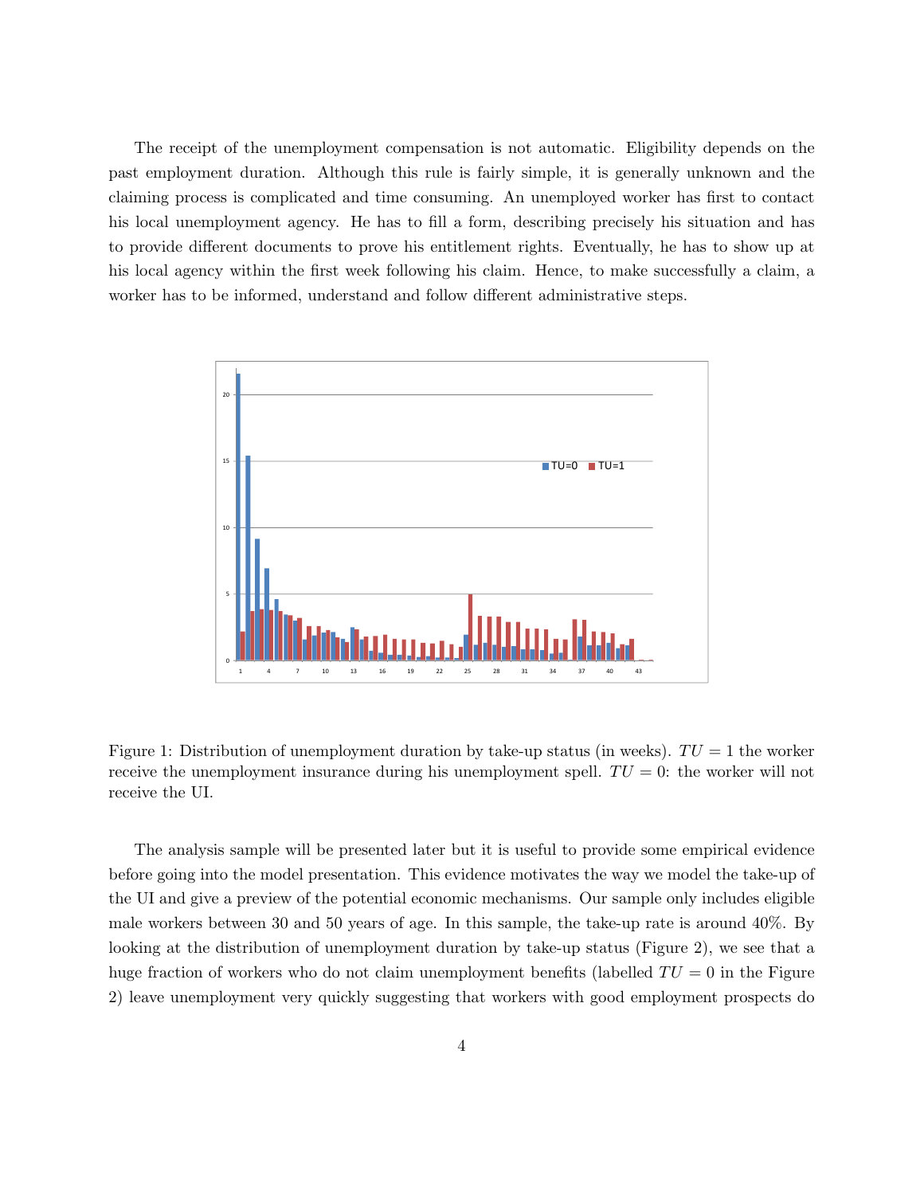The receipt of the unemployment compensation is not automatic. Eligibility depends on the past employment duration. Although this rule is fairly simple, it is generally unknown and the claiming process is complicated and time consuming. An unemployed worker has first to contact his local unemployment agency. He has to fill a form, describing precisely his situation and has to provide different documents to prove his entitlement rights. Eventually, he has to show up at his local agency within the first week following his claim. Hence, to make successfully a claim, a worker has to be informed, understand and follow different administrative steps.

Figure 1: Distribution of unemployment duration by take-up status (in weeks). $TU = 1$ the worker receive the unemployment insurance during his unemployment spell. $TU = 0$: the worker will not receive the UI.

The analysis sample will be presented later but it is useful to provide some empirical evidence before going into the model presentation. This evidence motivates the way we model the take-up of the UI and give a preview of the potential economic mechanisms. Our sample only includes eligible male workers between 30 and 50 years of age. In this sample, the take-up rate is around 40%. By looking at the distribution of unemployment duration by take-up status (Figure 2), we see that a huge fraction of workers who do not claim unemployment benefits (labelled $TU = 0$ in the Figure 2) leave unemployment very quickly suggesting that workers with good employment prospects do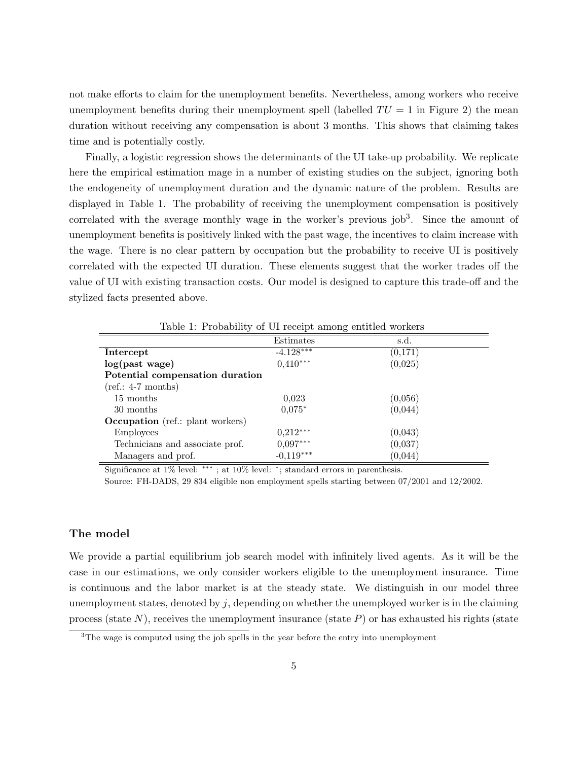not make efforts to claim for the unemployment benefits. Nevertheless, among workers who receive unemployment benefits during their unemployment spell (labelled $TU = 1$ in Figure 2) the mean duration without receiving any compensation is about 3 months. This shows that claiming takes time and is potentially costly.

Finally, a logistic regression shows the determinants of the UI take-up probability. We replicate here the empirical estimation mage in a number of existing studies on the subject, ignoring both the endogeneity of unemployment duration and the dynamic nature of the problem. Results are displayed in Table 1. The probability of receiving the unemployment compensation is positively correlated with the average monthly wage in the worker's previous job[3]. Since the amount of unemployment benefits is positively linked with the past wage, the incentives to claim increase with the wage. There is no clear pattern by occupation but the probability to receive UI is positively correlated with the expected UI duration. These elements suggest that the worker trades off the value of UI with existing transaction costs. Our model is designed to capture this trade-off and the stylized facts presented above.

Table 1: Probability of UI receipt among entitled workers

| | Estimates | s.d. |
|---|---|---|
| **Intercept** | -4.128*** | (0,171) |
| **log(past wage)** | 0,410*** | (0,025) |
| **Potential compensation duration** | | |
| (ref.: 4-7 months) | | |
| 15 months | 0,023 | (0,056) |
| 30 months | 0,075* | (0,044) |
| **Occupation** (ref.: plant workers) | | |
| Employees | 0,212*** | (0,043) |
| Technicians and associate prof. | 0,097*** | (0,037) |
| Managers and prof. | -0,119*** | (0,044) |

Significance at 1% level: *** ; at 10% level: *; standard errors in parenthesis.

Source: FH-DADS, 29 834 eligible non employment spells starting between 07/2001 and 12/2002.

### The model

We provide a partial equilibrium job search model with infinitely lived agents. As it will be the case in our estimations, we only consider workers eligible to the unemployment insurance. Time is continuous and the labor market is at the steady state. We distinguish in our model three unemployment states, denoted by $j$, depending on whether the unemployed worker is in the claiming process (state $N$), receives the unemployment insurance (state $P$) or has exhausted his rights (state

[3] The wage is computed using the job spells in the year before the entry into unemployment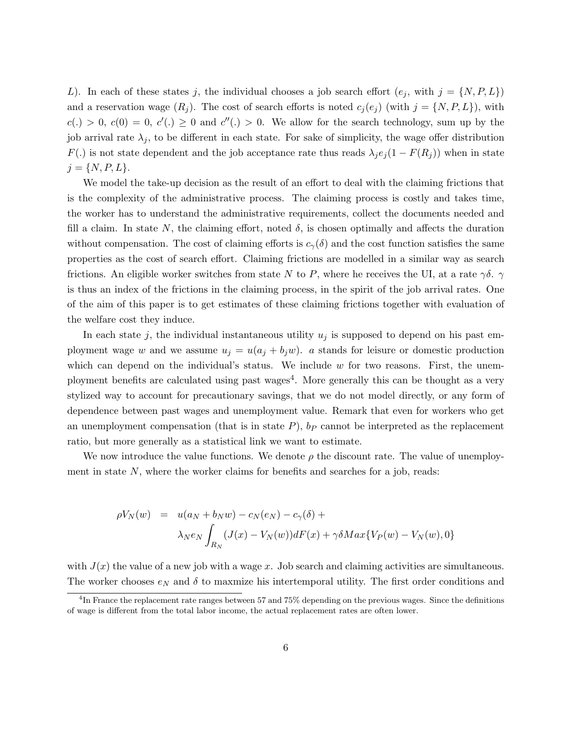$L$). In each of these states $j$, the individual chooses a job search effort ($e_j$, with $j = \{N, P, L\}$) and a reservation wage ($R_j$). The cost of search efforts is noted $c_j(e_j)$ (with $j = \{N, P, L\}$), with $c(.) > 0$, $c(0) = 0$, $c'(.) \geq 0$ and $c''(.) > 0$. We allow for the search technology, sum up by the job arrival rate $\lambda_j$, to be different in each state. For sake of simplicity, the wage offer distribution $F(.)$ is not state dependent and the job acceptance rate thus reads $\lambda_j e_j(1 - F(R_j))$ when in state $j = \{N, P, L\}$.

We model the take-up decision as the result of an effort to deal with the claiming frictions that is the complexity of the administrative process. The claiming process is costly and takes time, the worker has to understand the administrative requirements, collect the documents needed and fill a claim. In state $N$, the claiming effort, noted $\delta$, is chosen optimally and affects the duration without compensation. The cost of claiming efforts is $c_\gamma(\delta)$ and the cost function satisfies the same properties as the cost of search effort. Claiming frictions are modelled in a similar way as search frictions. An eligible worker switches from state $N$ to $P$, where he receives the UI, at a rate $\gamma\delta$. $\gamma$ is thus an index of the frictions in the claiming process, in the spirit of the job arrival rates. One of the aim of this paper is to get estimates of these claiming frictions together with evaluation of the welfare cost they induce.

In each state $j$, the individual instantaneous utility $u_j$ is supposed to depend on his past employment wage $w$ and we assume $u_j = u(a_j + b_j w)$. $a$ stands for leisure or domestic production which can depend on the individual's status. We include $w$ for two reasons. First, the unemployment benefits are calculated using past wages[4]. More generally this can be thought as a very stylized way to account for precautionary savings, that we do not model directly, or any form of dependence between past wages and unemployment value. Remark that even for workers who get an unemployment compensation (that is in state $P$), $b_P$ cannot be interpreted as the replacement ratio, but more generally as a statistical link we want to estimate.

We now introduce the value functions. We denote $\rho$ the discount rate. The value of unemployment in state $N$, where the worker claims for benefits and searches for a job, reads:

$$
\begin{aligned}
\rho V_N(w) \;=\;& u(a_N + b_N w) - c_N(e_N) - c_\gamma(\delta) + \\
& \lambda_N e_N \int_{R_N} (J(x) - V_N(w)) dF(x) + \gamma\delta Max\{V_P(w) - V_N(w), 0\}
\end{aligned}
$$

with $J(x)$ the value of a new job with a wage $x$. Job search and claiming activities are simultaneous. The worker chooses $e_N$ and $\delta$ to maxmize his intertemporal utility. The first order conditions and

[4] In France the replacement rate ranges between 57 and 75% depending on the previous wages. Since the definitions of wage is different from the total labor income, the actual replacement rates are often lower.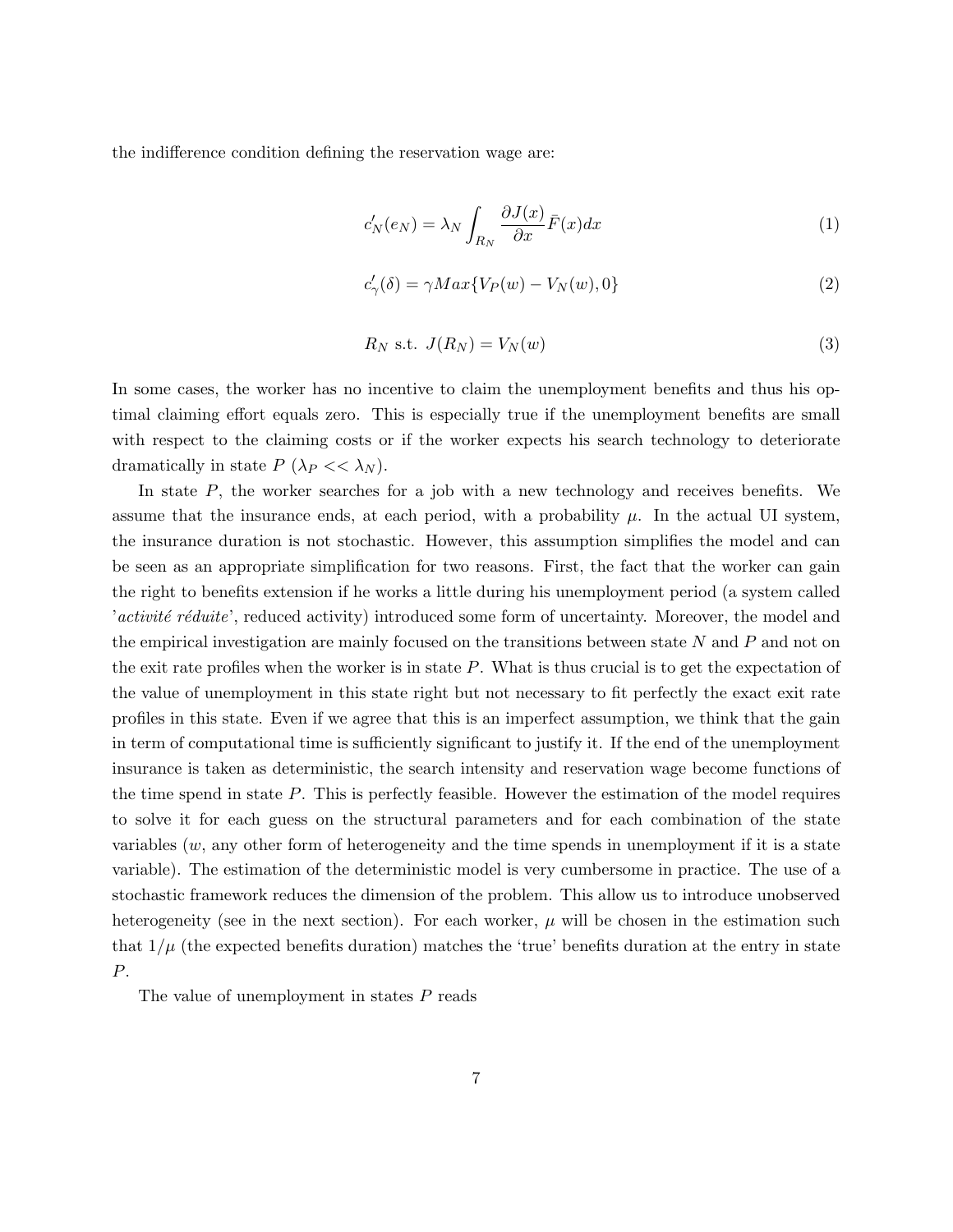the indifference condition defining the reservation wage are:

$$c'_N(e_N) = \lambda_N \int_{R_N} \frac{\partial J(x)}{\partial x} \bar{F}(x) dx \tag{1}$$

$$c'_\gamma(\delta) = \gamma Max\{V_P(w) - V_N(w), 0\} \tag{2}$$

$$R_N \text{ s.t. } J(R_N) = V_N(w) \tag{3}$$

In some cases, the worker has no incentive to claim the unemployment benefits and thus his optimal claiming effort equals zero. This is especially true if the unemployment benefits are small with respect to the claiming costs or if the worker expects his search technology to deteriorate dramatically in state $P$ ($\lambda_P << \lambda_N$).

In state $P$, the worker searches for a job with a new technology and receives benefits. We assume that the insurance ends, at each period, with a probability $\mu$. In the actual UI system, the insurance duration is not stochastic. However, this assumption simplifies the model and can be seen as an appropriate simplification for two reasons. First, the fact that the worker can gain the right to benefits extension if he works a little during his unemployment period (a system called '*activité réduite*', reduced activity) introduced some form of uncertainty. Moreover, the model and the empirical investigation are mainly focused on the transitions between state $N$ and $P$ and not on the exit rate profiles when the worker is in state $P$. What is thus crucial is to get the expectation of the value of unemployment in this state right but not necessary to fit perfectly the exact exit rate profiles in this state. Even if we agree that this is an imperfect assumption, we think that the gain in term of computational time is sufficiently significant to justify it. If the end of the unemployment insurance is taken as deterministic, the search intensity and reservation wage become functions of the time spend in state $P$. This is perfectly feasible. However the estimation of the model requires to solve it for each guess on the structural parameters and for each combination of the state variables ($w$, any other form of heterogeneity and the time spends in unemployment if it is a state variable). The estimation of the deterministic model is very cumbersome in practice. The use of a stochastic framework reduces the dimension of the problem. This allow us to introduce unobserved heterogeneity (see in the next section). For each worker, $\mu$ will be chosen in the estimation such that $1/\mu$ (the expected benefits duration) matches the 'true' benefits duration at the entry in state $P$.

The value of unemployment in states $P$ reads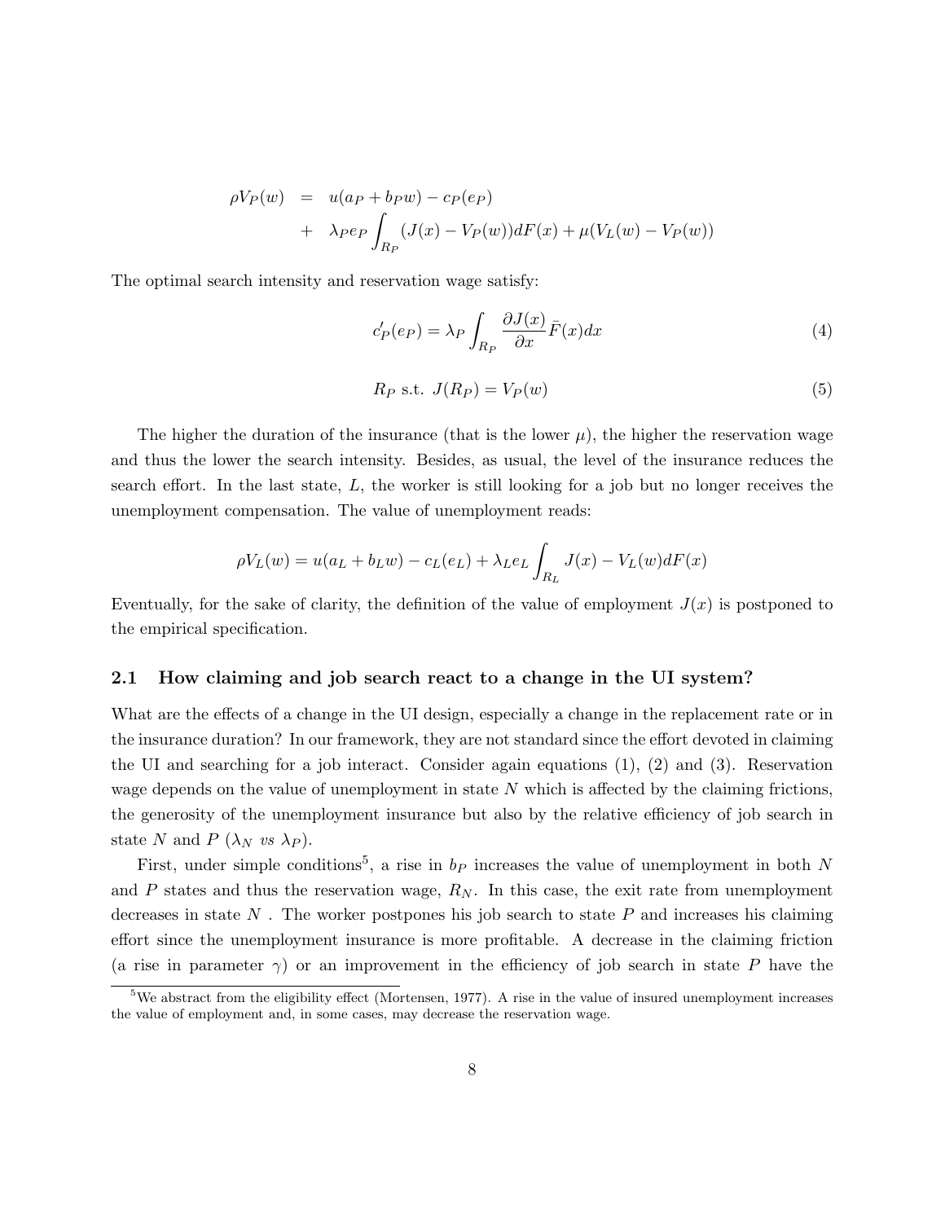$$
\begin{aligned}
\rho V_P(w) &= u(a_P + b_P w) - c_P(e_P) \\
&+ \lambda_P e_P \int_{R_P} (J(x) - V_P(w)) dF(x) + \mu(V_L(w) - V_P(w))
\end{aligned}
$$

The optimal search intensity and reservation wage satisfy:

$$
c'_P(e_P) = \lambda_P \int_{R_P} \frac{\partial J(x)}{\partial x} \bar{F}(x) dx \tag{4}
$$

$$
R_P \text{ s.t. } J(R_P) = V_P(w) \tag{5}
$$

The higher the duration of the insurance (that is the lower $\mu$), the higher the reservation wage and thus the lower the search intensity. Besides, as usual, the level of the insurance reduces the search effort. In the last state, $L$, the worker is still looking for a job but no longer receives the unemployment compensation. The value of unemployment reads:

$$
\rho V_L(w) = u(a_L + b_L w) - c_L(e_L) + \lambda_L e_L \int_{R_L} J(x) - V_L(w) dF(x)
$$

Eventually, for the sake of clarity, the definition of the value of employment $J(x)$ is postponed to the empirical specification.

### 2.1 How claiming and job search react to a change in the UI system?

What are the effects of a change in the UI design, especially a change in the replacement rate or in the insurance duration? In our framework, they are not standard since the effort devoted in claiming the UI and searching for a job interact. Consider again equations (1), (2) and (3). Reservation wage depends on the value of unemployment in state $N$ which is affected by the claiming frictions, the generosity of the unemployment insurance but also by the relative efficiency of job search in state $N$ and $P$ ($\lambda_N$ *vs* $\lambda_P$).

First, under simple conditions[5], a rise in $b_P$ increases the value of unemployment in both $N$ and $P$ states and thus the reservation wage, $R_N$. In this case, the exit rate from unemployment decreases in state $N$ . The worker postpones his job search to state $P$ and increases his claiming effort since the unemployment insurance is more profitable. A decrease in the claiming friction (a rise in parameter $\gamma$) or an improvement in the efficiency of job search in state $P$ have the

[5] We abstract from the eligibility effect (Mortensen, 1977). A rise in the value of insured unemployment increases the value of employment and, in some cases, may decrease the reservation wage.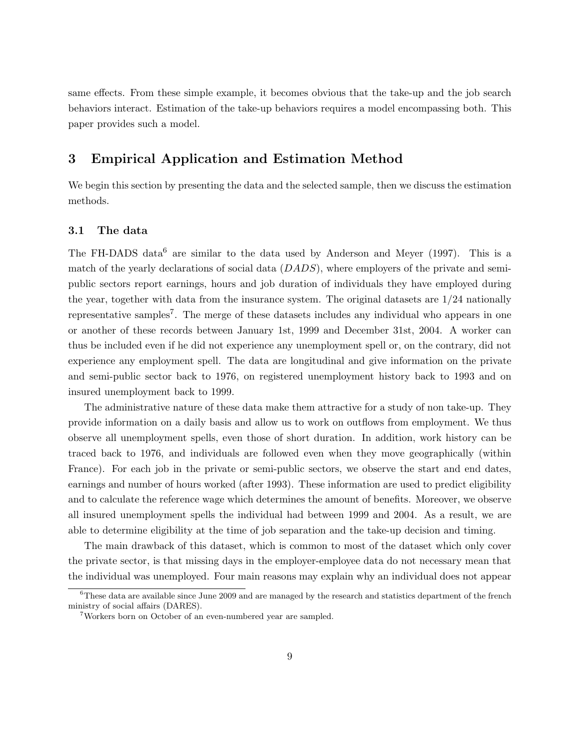same effects. From these simple example, it becomes obvious that the take-up and the job search behaviors interact. Estimation of the take-up behaviors requires a model encompassing both. This paper provides such a model.

## 3 Empirical Application and Estimation Method

We begin this section by presenting the data and the selected sample, then we discuss the estimation methods.

### 3.1 The data

The FH-DADS data[6] are similar to the data used by Anderson and Meyer (1997). This is a match of the yearly declarations of social data (*DADS*), where employers of the private and semi-public sectors report earnings, hours and job duration of individuals they have employed during the year, together with data from the insurance system. The original datasets are 1/24 nationally representative samples[7]. The merge of these datasets includes any individual who appears in one or another of these records between January 1st, 1999 and December 31st, 2004. A worker can thus be included even if he did not experience any unemployment spell or, on the contrary, did not experience any employment spell. The data are longitudinal and give information on the private and semi-public sector back to 1976, on registered unemployment history back to 1993 and on insured unemployment back to 1999.

The administrative nature of these data make them attractive for a study of non take-up. They provide information on a daily basis and allow us to work on outflows from employment. We thus observe all unemployment spells, even those of short duration. In addition, work history can be traced back to 1976, and individuals are followed even when they move geographically (within France). For each job in the private or semi-public sectors, we observe the start and end dates, earnings and number of hours worked (after 1993). These information are used to predict eligibility and to calculate the reference wage which determines the amount of benefits. Moreover, we observe all insured unemployment spells the individual had between 1999 and 2004. As a result, we are able to determine eligibility at the time of job separation and the take-up decision and timing.

The main drawback of this dataset, which is common to most of the dataset which only cover the private sector, is that missing days in the employer-employee data do not necessary mean that the individual was unemployed. Four main reasons may explain why an individual does not appear

[6] These data are available since June 2009 and are managed by the research and statistics department of the french ministry of social affairs (DARES).

[7] Workers born on October of an even-numbered year are sampled.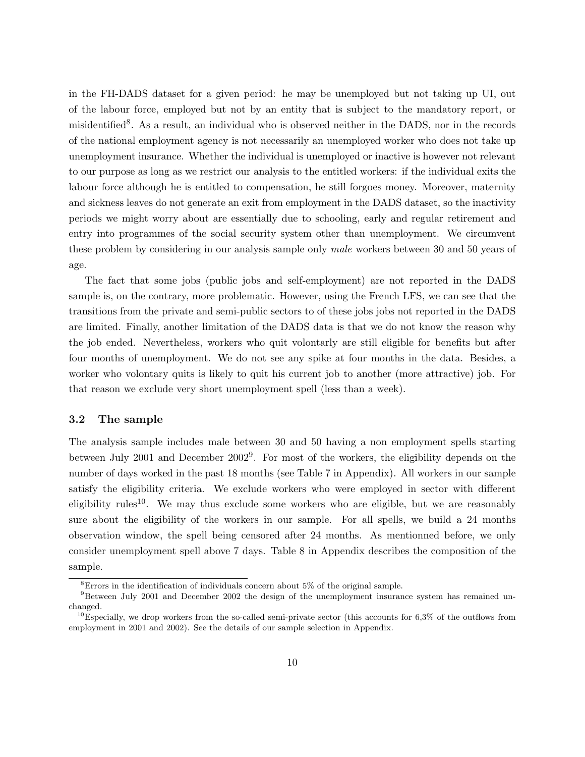in the FH-DADS dataset for a given period: he may be unemployed but not taking up UI, out of the labour force, employed but not by an entity that is subject to the mandatory report, or misidentified[8]. As a result, an individual who is observed neither in the DADS, nor in the records of the national employment agency is not necessarily an unemployed worker who does not take up unemployment insurance. Whether the individual is unemployed or inactive is however not relevant to our purpose as long as we restrict our analysis to the entitled workers: if the individual exits the labour force although he is entitled to compensation, he still forgoes money. Moreover, maternity and sickness leaves do not generate an exit from employment in the DADS dataset, so the inactivity periods we might worry about are essentially due to schooling, early and regular retirement and entry into programmes of the social security system other than unemployment. We circumvent these problem by considering in our analysis sample only *male* workers between 30 and 50 years of age.

The fact that some jobs (public jobs and self-employment) are not reported in the DADS sample is, on the contrary, more problematic. However, using the French LFS, we can see that the transitions from the private and semi-public sectors to of these jobs jobs not reported in the DADS are limited. Finally, another limitation of the DADS data is that we do not know the reason why the job ended. Nevertheless, workers who quit volontarly are still eligible for benefits but after four months of unemployment. We do not see any spike at four months in the data. Besides, a worker who volontary quits is likely to quit his current job to another (more attractive) job. For that reason we exclude very short unemployment spell (less than a week).

### 3.2 The sample

The analysis sample includes male between 30 and 50 having a non employment spells starting between July 2001 and December 2002[9]. For most of the workers, the eligibility depends on the number of days worked in the past 18 months (see Table 7 in Appendix). All workers in our sample satisfy the eligibility criteria. We exclude workers who were employed in sector with different eligibility rules[10]. We may thus exclude some workers who are eligible, but we are reasonably sure about the eligibility of the workers in our sample. For all spells, we build a 24 months observation window, the spell being censored after 24 months. As mentionned before, we only consider unemployment spell above 7 days. Table 8 in Appendix describes the composition of the sample.

[8] Errors in the identification of individuals concern about 5% of the original sample.

[9] Between July 2001 and December 2002 the design of the unemployment insurance system has remained unchanged.

[10] Especially, we drop workers from the so-called semi-private sector (this accounts for 6,3% of the outflows from employment in 2001 and 2002). See the details of our sample selection in Appendix.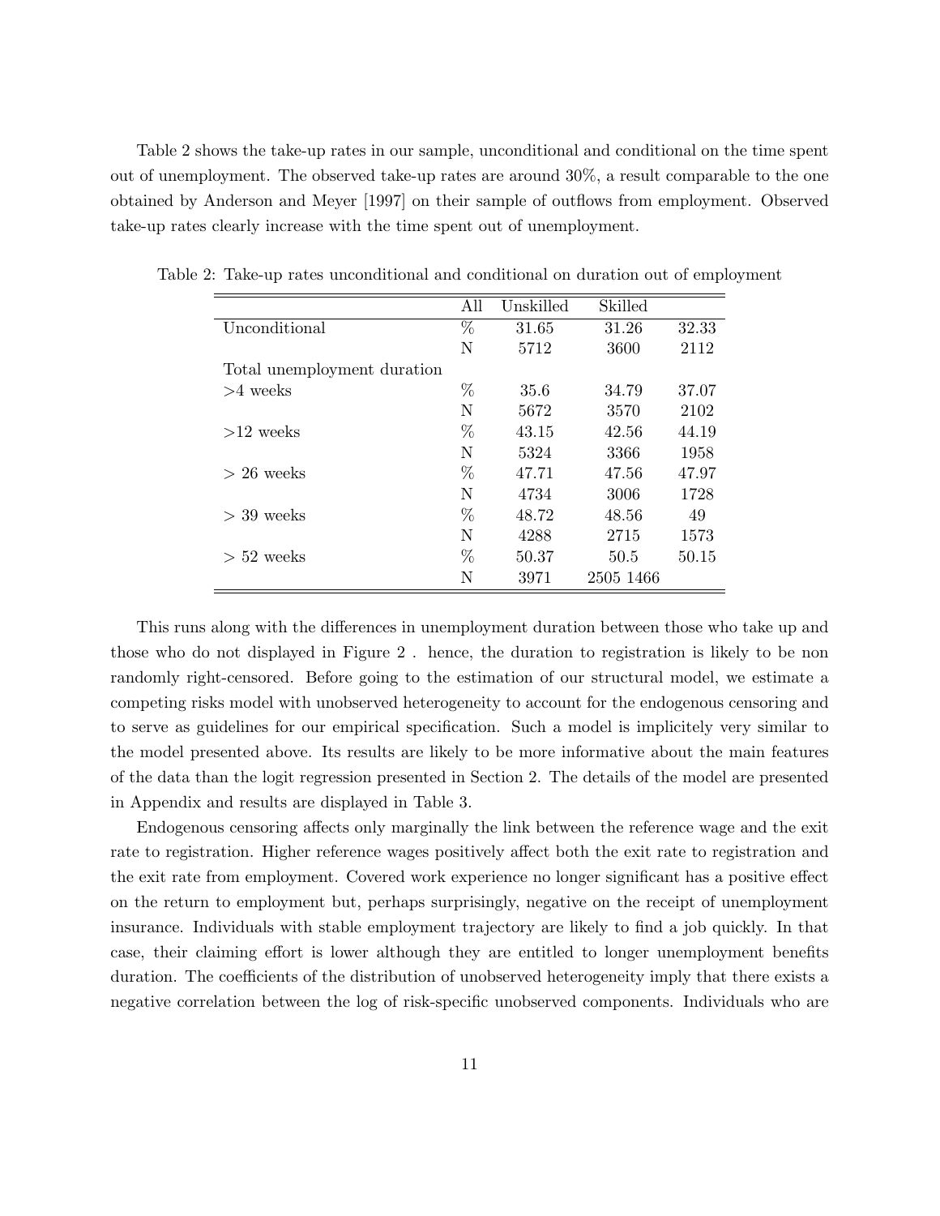Table 2 shows the take-up rates in our sample, unconditional and conditional on the time spent out of unemployment. The observed take-up rates are around 30%, a result comparable to the one obtained by Anderson and Meyer [1997] on their sample of outflows from employment. Observed take-up rates clearly increase with the time spent out of unemployment.

Table 2: Take-up rates unconditional and conditional on duration out of employment

| | All | Unskilled | Skilled | |
|---|---|---|---|---|
| Unconditional | % | 31.65 | 31.26 | 32.33 |
| | N | 5712 | 3600 | 2112 |
| Total unemployment duration | | | | |
| >4 weeks | % | 35.6 | 34.79 | 37.07 |
| | N | 5672 | 3570 | 2102 |
| >12 weeks | % | 43.15 | 42.56 | 44.19 |
| | N | 5324 | 3366 | 1958 |
| > 26 weeks | % | 47.71 | 47.56 | 47.97 |
| | N | 4734 | 3006 | 1728 |
| > 39 weeks | % | 48.72 | 48.56 | 49 |
| | N | 4288 | 2715 | 1573 |
| > 52 weeks | % | 50.37 | 50.5 | 50.15 |
| | N | 3971 | 2505 1466 | |

This runs along with the differences in unemployment duration between those who take up and those who do not displayed in Figure 2 . hence, the duration to registration is likely to be non randomly right-censored. Before going to the estimation of our structural model, we estimate a competing risks model with unobserved heterogeneity to account for the endogenous censoring and to serve as guidelines for our empirical specification. Such a model is implicitely very similar to the model presented above. Its results are likely to be more informative about the main features of the data than the logit regression presented in Section 2. The details of the model are presented in Appendix and results are displayed in Table 3.

Endogenous censoring affects only marginally the link between the reference wage and the exit rate to registration. Higher reference wages positively affect both the exit rate to registration and the exit rate from employment. Covered work experience no longer significant has a positive effect on the return to employment but, perhaps surprisingly, negative on the receipt of unemployment insurance. Individuals with stable employment trajectory are likely to find a job quickly. In that case, their claiming effort is lower although they are entitled to longer unemployment benefits duration. The coefficients of the distribution of unobserved heterogeneity imply that there exists a negative correlation between the log of risk-specific unobserved components. Individuals who are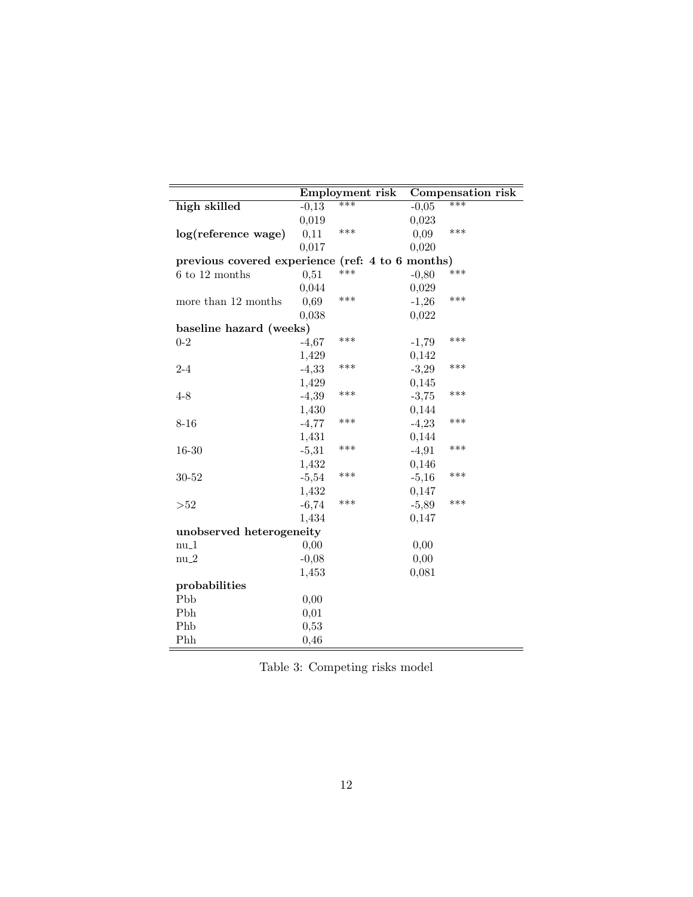| | Employment risk | | Compensation risk | |
|---|---|---|---|---|
| **high skilled** | -0,13 | *** | -0,05 | *** |
| | 0,019 | | 0,023 | |
| **log(reference wage)** | 0,11 | *** | 0,09 | *** |
| | 0,017 | | 0,020 | |
| **previous covered experience (ref: 4 to 6 months)** | | | | |
| 6 to 12 months | 0,51 | *** | -0,80 | *** |
| | 0,044 | | 0,029 | |
| more than 12 months | 0,69 | *** | -1,26 | *** |
| | 0,038 | | 0,022 | |
| **baseline hazard (weeks)** | | | | |
| 0-2 | -4,67 | *** | -1,79 | *** |
| | 1,429 | | 0,142 | |
| 2-4 | -4,33 | *** | -3,29 | *** |
| | 1,429 | | 0,145 | |
| 4-8 | -4,39 | *** | -3,75 | *** |
| | 1,430 | | 0,144 | |
| 8-16 | -4,77 | *** | -4,23 | *** |
| | 1,431 | | 0,144 | |
| 16-30 | -5,31 | *** | -4,91 | *** |
| | 1,432 | | 0,146 | |
| 30-52 | -5,54 | *** | -5,16 | *** |
| | 1,432 | | 0,147 | |
| >52 | -6,74 | *** | -5,89 | *** |
| | 1,434 | | 0,147 | |
| **unobserved heterogeneity** | | | | |
| nu_1 | 0,00 | | 0,00 | |
| nu_2 | -0,08 | | 0,00 | |
| | 1,453 | | 0,081 | |
| **probabilities** | | | | |
| Pbb | 0,00 | | | |
| Pbh | 0,01 | | | |
| Phb | 0,53 | | | |
| Phh | 0,46 | | | |

Table 3: Competing risks model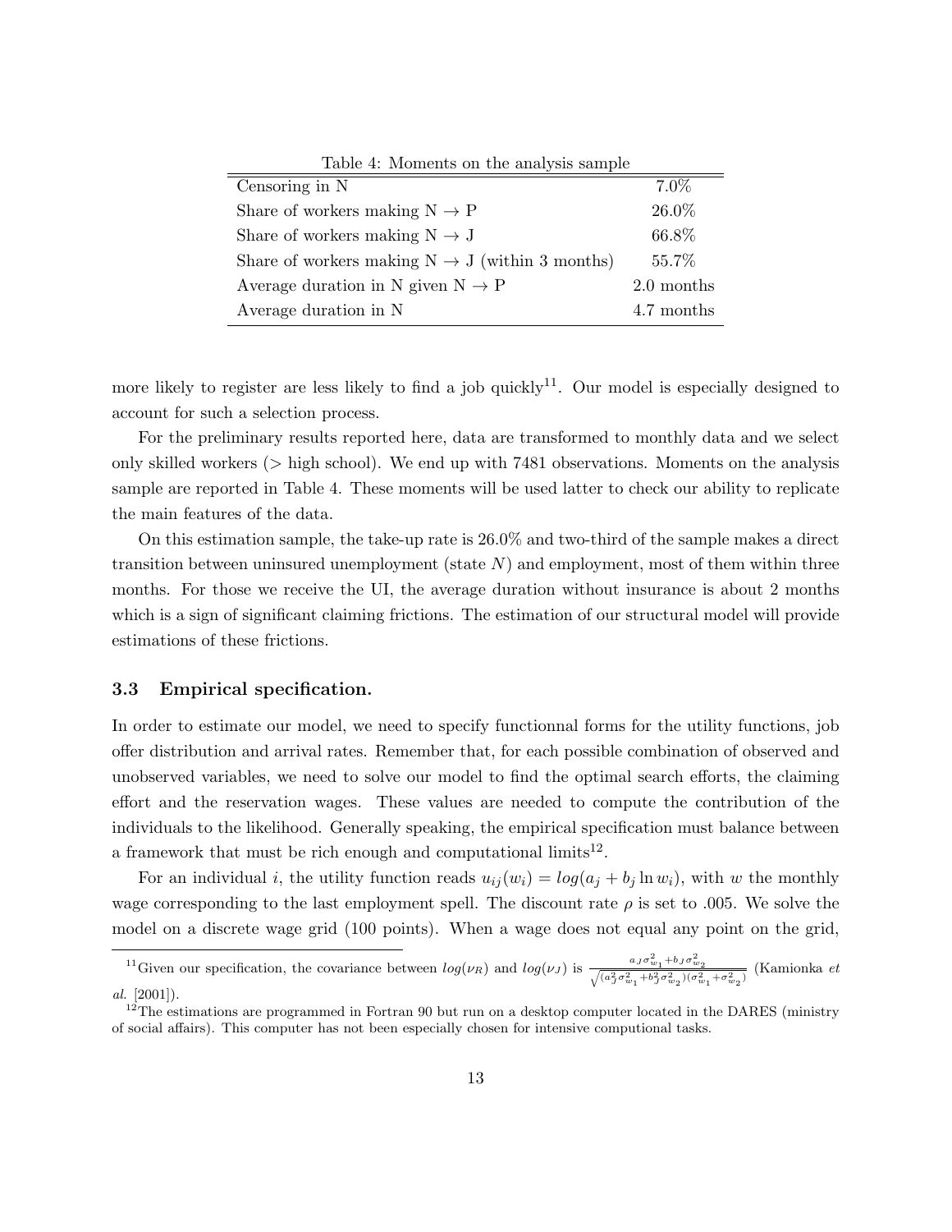Table 4: Moments on the analysis sample

| | |
|---|---|
| Censoring in N | 7.0% |
| Share of workers making N $\rightarrow$ P | 26.0% |
| Share of workers making N $\rightarrow$ J | 66.8% |
| Share of workers making N $\rightarrow$ J (within 3 months) | 55.7% |
| Average duration in N given N $\rightarrow$ P | 2.0 months |
| Average duration in N | 4.7 months |

more likely to register are less likely to find a job quickly[11]. Our model is especially designed to account for such a selection process.

For the preliminary results reported here, data are transformed to monthly data and we select only skilled workers (> high school). We end up with 7481 observations. Moments on the analysis sample are reported in Table 4. These moments will be used latter to check our ability to replicate the main features of the data.

On this estimation sample, the take-up rate is 26.0% and two-third of the sample makes a direct transition between uninsured unemployment (state $N$) and employment, most of them within three months. For those we receive the UI, the average duration without insurance is about 2 months which is a sign of significant claiming frictions. The estimation of our structural model will provide estimations of these frictions.

### 3.3 Empirical specification.

In order to estimate our model, we need to specify functionnal forms for the utility functions, job offer distribution and arrival rates. Remember that, for each possible combination of observed and unobserved variables, we need to solve our model to find the optimal search efforts, the claiming effort and the reservation wages. These values are needed to compute the contribution of the individuals to the likelihood. Generally speaking, the empirical specification must balance between a framework that must be rich enough and computational limits[12].

For an individual $i$, the utility function reads $u_{ij}(w_i) = log(a_j + b_j \ln w_i)$, with $w$ the monthly wage corresponding to the last employment spell. The discount rate $\rho$ is set to .005. We solve the model on a discrete wage grid (100 points). When a wage does not equal any point on the grid,

[11] Given our specification, the covariance between $log(\nu_R)$ and $log(\nu_J)$ is $\frac{a_J\sigma_{w_1}^2 + b_J\sigma_{w_2}^2}{\sqrt{(a_J^2\sigma_{w_1}^2 + b_J^2\sigma_{w_2}^2)(\sigma_{w_1}^2 + \sigma_{w_2}^2)}}$ (Kamionka *et al.* [2001]).

[12] The estimations are programmed in Fortran 90 but run on a desktop computer located in the DARES (ministry of social affairs). This computer has not been especially chosen for intensive computional tasks.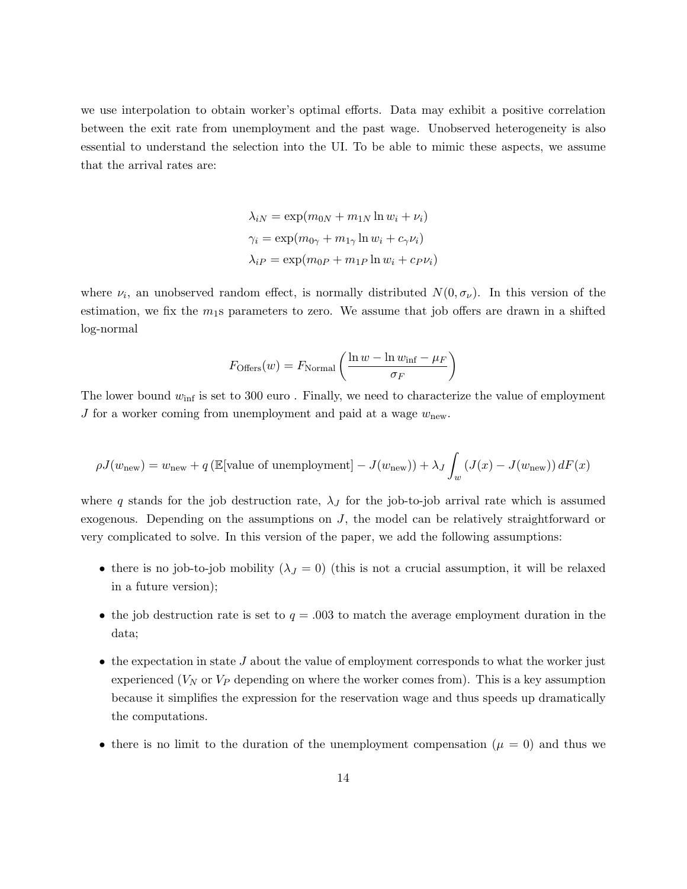we use interpolation to obtain worker's optimal efforts. Data may exhibit a positive correlation between the exit rate from unemployment and the past wage. Unobserved heterogeneity is also essential to understand the selection into the UI. To be able to mimic these aspects, we assume that the arrival rates are:

$$
\begin{aligned}
\lambda_{iN} &= \exp(m_{0N} + m_{1N} \ln w_i + \nu_i) \\
\gamma_i &= \exp(m_{0\gamma} + m_{1\gamma} \ln w_i + c_\gamma \nu_i) \\
\lambda_{iP} &= \exp(m_{0P} + m_{1P} \ln w_i + c_P \nu_i)
\end{aligned}
$$

where $\nu_i$, an unobserved random effect, is normally distributed $N(0, \sigma_\nu)$. In this version of the estimation, we fix the $m_1$s parameters to zero. We assume that job offers are drawn in a shifted log-normal

$$
F_{\text{Offers}}(w) = F_{\text{Normal}}\left(\frac{\ln w - \ln w_{\text{inf}} - \mu_F}{\sigma_F}\right)
$$

The lower bound $w_{\text{inf}}$ is set to 300 euro . Finally, we need to characterize the value of employment $J$ for a worker coming from unemployment and paid at a wage $w_{\text{new}}$.

$$
\rho J(w_{\text{new}}) = w_{\text{new}} + q\left(\mathbb{E}[\text{value of unemployment}] - J(w_{\text{new}})\right) + \lambda_J \int_w \left(J(x) - J(w_{\text{new}})\right) dF(x)
$$

where $q$ stands for the job destruction rate, $\lambda_J$ for the job-to-job arrival rate which is assumed exogenous. Depending on the assumptions on $J$, the model can be relatively straightforward or very complicated to solve. In this version of the paper, we add the following assumptions:

- there is no job-to-job mobility ($\lambda_J = 0$) (this is not a crucial assumption, it will be relaxed in a future version);
- the job destruction rate is set to $q = .003$ to match the average employment duration in the data;
- the expectation in state $J$ about the value of employment corresponds to what the worker just experienced ($V_N$ or $V_P$ depending on where the worker comes from). This is a key assumption because it simplifies the expression for the reservation wage and thus speeds up dramatically the computations.
- there is no limit to the duration of the unemployment compensation ($\mu = 0$) and thus we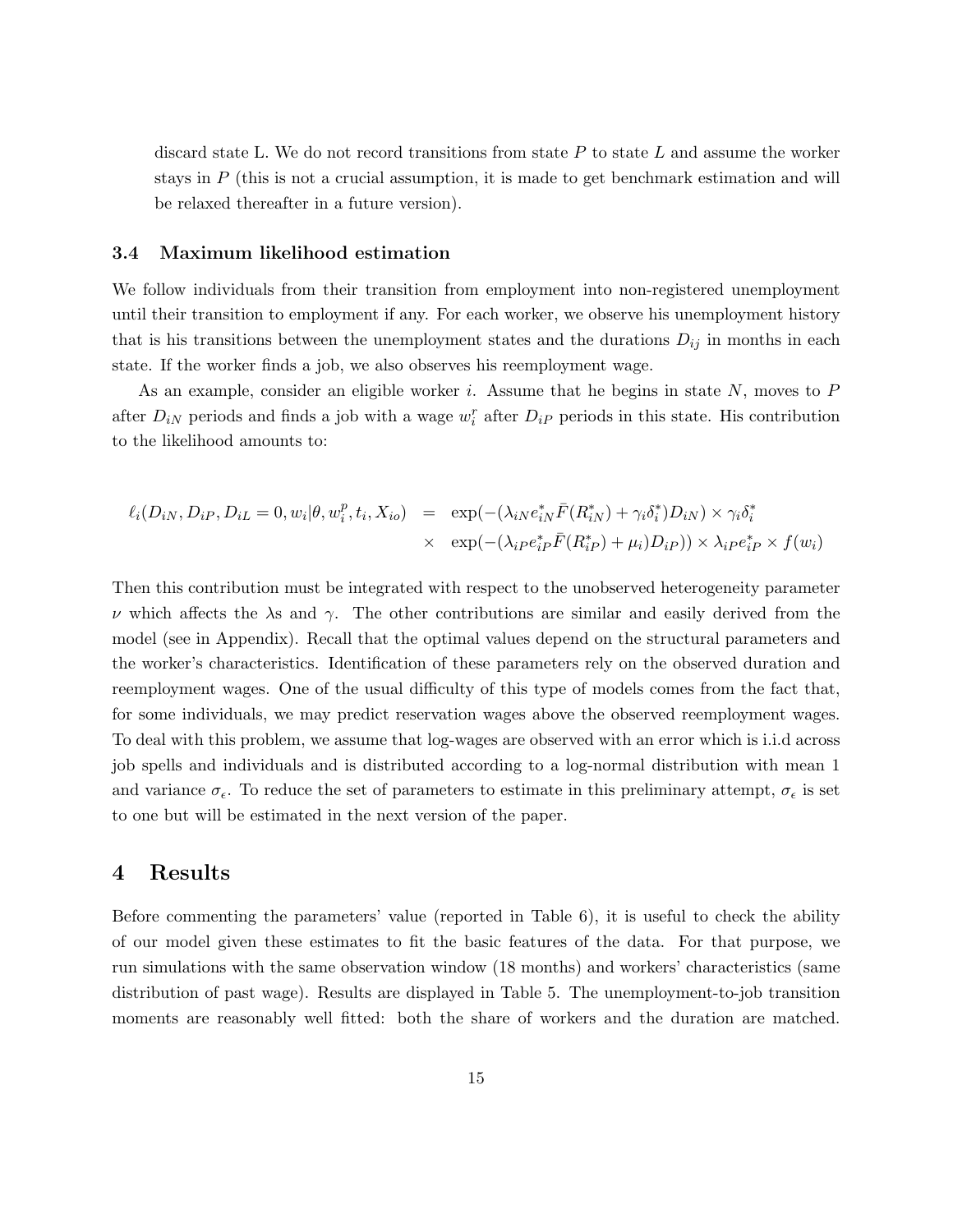discard state L. We do not record transitions from state $P$ to state $L$ and assume the worker stays in $P$ (this is not a crucial assumption, it is made to get benchmark estimation and will be relaxed thereafter in a future version).

### 3.4 Maximum likelihood estimation

We follow individuals from their transition from employment into non-registered unemployment until their transition to employment if any. For each worker, we observe his unemployment history that is his transitions between the unemployment states and the durations $D_{ij}$ in months in each state. If the worker finds a job, we also observes his reemployment wage.

As an example, consider an eligible worker $i$. Assume that he begins in state $N$, moves to $P$ after $D_{iN}$ periods and finds a job with a wage $w_i^r$ after $D_{iP}$ periods in this state. His contribution to the likelihood amounts to:

$$
\begin{aligned}
\ell_i(D_{iN}, D_{iP}, D_{iL} = 0, w_i | \theta, w_i^p, t_i, X_{io}) \;&=\; \exp(-(\lambda_{iN} e_{iN}^* \bar{F}(R_{iN}^*) + \gamma_i \delta_i^*) D_{iN}) \times \gamma_i \delta_i^* \\
&\times \;\; \exp(-(\lambda_{iP} e_{iP}^* \bar{F}(R_{iP}^*) + \mu_i) D_{iP})) \times \lambda_{iP} e_{iP}^* \times f(w_i)
\end{aligned}
$$

Then this contribution must be integrated with respect to the unobserved heterogeneity parameter $\nu$ which affects the $\lambda$s and $\gamma$. The other contributions are similar and easily derived from the model (see in Appendix). Recall that the optimal values depend on the structural parameters and the worker's characteristics. Identification of these parameters rely on the observed duration and reemployment wages. One of the usual difficulty of this type of models comes from the fact that, for some individuals, we may predict reservation wages above the observed reemployment wages. To deal with this problem, we assume that log-wages are observed with an error which is i.i.d across job spells and individuals and is distributed according to a log-normal distribution with mean 1 and variance $\sigma_\epsilon$. To reduce the set of parameters to estimate in this preliminary attempt, $\sigma_\epsilon$ is set to one but will be estimated in the next version of the paper.

## 4 Results

Before commenting the parameters' value (reported in Table 6), it is useful to check the ability of our model given these estimates to fit the basic features of the data. For that purpose, we run simulations with the same observation window (18 months) and workers' characteristics (same distribution of past wage). Results are displayed in Table 5. The unemployment-to-job transition moments are reasonably well fitted: both the share of workers and the duration are matched.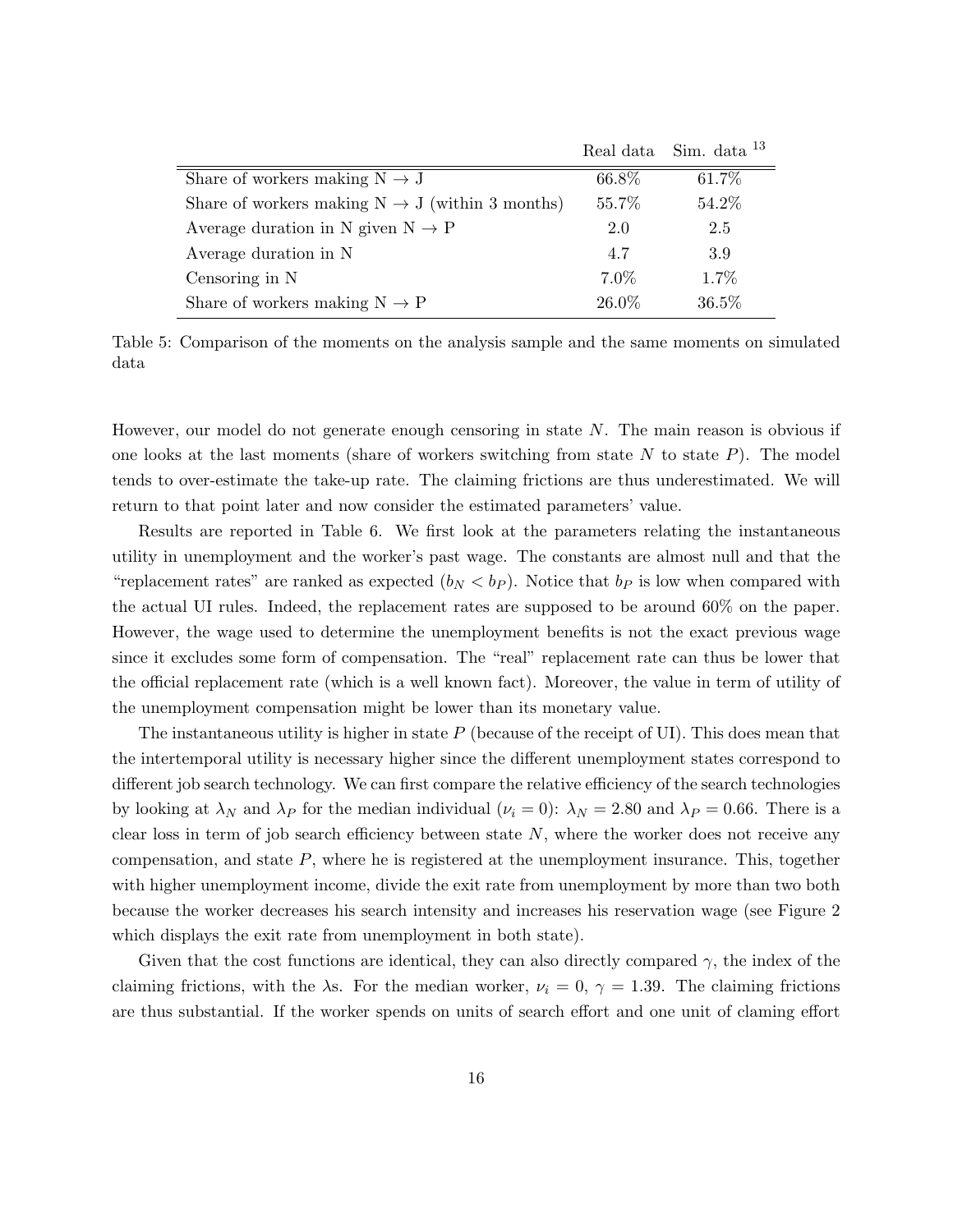| | Real data | Sim. data [13] |
|---|---|---|
| Share of workers making N $\rightarrow$ J | 66.8% | 61.7% |
| Share of workers making N $\rightarrow$ J (within 3 months) | 55.7% | 54.2% |
| Average duration in N given N $\rightarrow$ P | 2.0 | 2.5 |
| Average duration in N | 4.7 | 3.9 |
| Censoring in N | 7.0% | 1.7% |
| Share of workers making N $\rightarrow$ P | 26.0% | 36.5% |

Table 5: Comparison of the moments on the analysis sample and the same moments on simulated data

However, our model do not generate enough censoring in state $N$. The main reason is obvious if one looks at the last moments (share of workers switching from state $N$ to state $P$). The model tends to over-estimate the take-up rate. The claiming frictions are thus underestimated. We will return to that point later and now consider the estimated parameters' value.

Results are reported in Table 6. We first look at the parameters relating the instantaneous utility in unemployment and the worker's past wage. The constants are almost null and that the "replacement rates" are ranked as expected ($b_N < b_P$). Notice that $b_P$ is low when compared with the actual UI rules. Indeed, the replacement rates are supposed to be around 60% on the paper. However, the wage used to determine the unemployment benefits is not the exact previous wage since it excludes some form of compensation. The "real" replacement rate can thus be lower that the official replacement rate (which is a well known fact). Moreover, the value in term of utility of the unemployment compensation might be lower than its monetary value.

The instantaneous utility is higher in state $P$ (because of the receipt of UI). This does mean that the intertemporal utility is necessary higher since the different unemployment states correspond to different job search technology. We can first compare the relative efficiency of the search technologies by looking at $\lambda_N$ and $\lambda_P$ for the median individual ($\nu_i = 0$): $\lambda_N = 2.80$ and $\lambda_P = 0.66$. There is a clear loss in term of job search efficiency between state $N$, where the worker does not receive any compensation, and state $P$, where he is registered at the unemployment insurance. This, together with higher unemployment income, divide the exit rate from unemployment by more than two both because the worker decreases his search intensity and increases his reservation wage (see Figure 2 which displays the exit rate from unemployment in both state).

Given that the cost functions are identical, they can also directly compared $\gamma$, the index of the claiming frictions, with the $\lambda$s. For the median worker, $\nu_i = 0$, $\gamma = 1.39$. The claiming frictions are thus substantial. If the worker spends on units of search effort and one unit of claming effort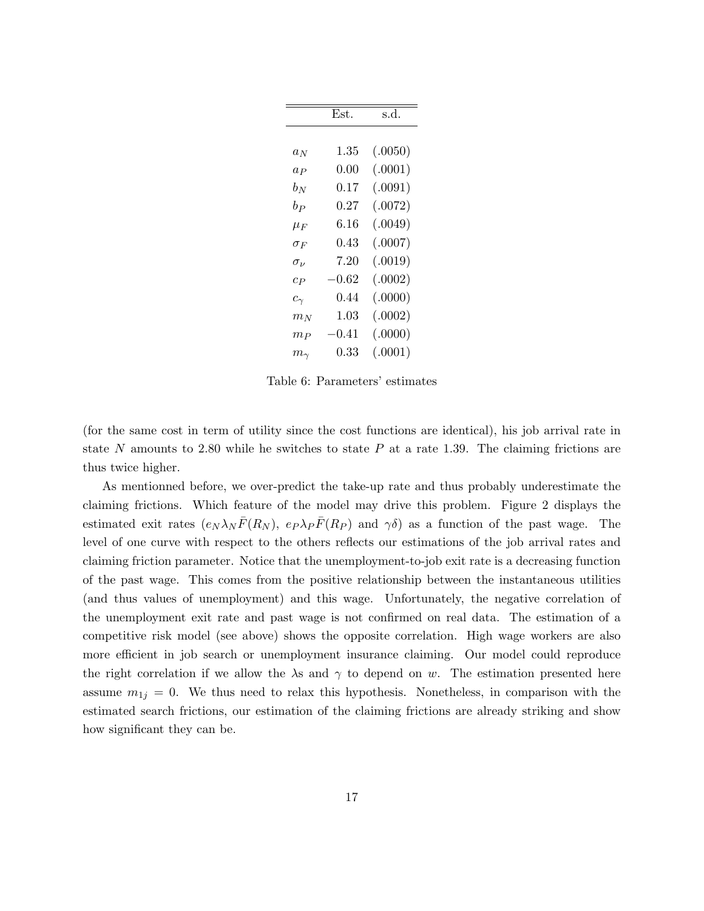| | Est. | s.d. |
|---|---|---|
| $a_N$ | 1.35 | (.0050) |
| $a_P$ | 0.00 | (.0001) |
| $b_N$ | 0.17 | (.0091) |
| $b_P$ | 0.27 | (.0072) |
| $\mu_F$ | 6.16 | (.0049) |
| $\sigma_F$ | 0.43 | (.0007) |
| $\sigma_\nu$ | 7.20 | (.0019) |
| $c_P$ | $-0.62$ | (.0002) |
| $c_\gamma$ | 0.44 | (.0000) |
| $m_N$ | 1.03 | (.0002) |
| $m_P$ | $-0.41$ | (.0000) |
| $m_\gamma$ | 0.33 | (.0001) |

Table 6: Parameters' estimates

(for the same cost in term of utility since the cost functions are identical), his job arrival rate in state $N$ amounts to 2.80 while he switches to state $P$ at a rate 1.39. The claiming frictions are thus twice higher.

As mentionned before, we over-predict the take-up rate and thus probably underestimate the claiming frictions. Which feature of the model may drive this problem. Figure 2 displays the estimated exit rates ($e_N \lambda_N \bar{F}(R_N)$, $e_P \lambda_P \bar{F}(R_P)$ and $\gamma\delta$) as a function of the past wage. The level of one curve with respect to the others reflects our estimations of the job arrival rates and claiming friction parameter. Notice that the unemployment-to-job exit rate is a decreasing function of the past wage. This comes from the positive relationship between the instantaneous utilities (and thus values of unemployment) and this wage. Unfortunately, the negative correlation of the unemployment exit rate and past wage is not confirmed on real data. The estimation of a competitive risk model (see above) shows the opposite correlation. High wage workers are also more efficient in job search or unemployment insurance claiming. Our model could reproduce the right correlation if we allow the $\lambda$s and $\gamma$ to depend on $w$. The estimation presented here assume $m_{1j} = 0$. We thus need to relax this hypothesis. Nonetheless, in comparison with the estimated search frictions, our estimation of the claiming frictions are already striking and show how significant they can be.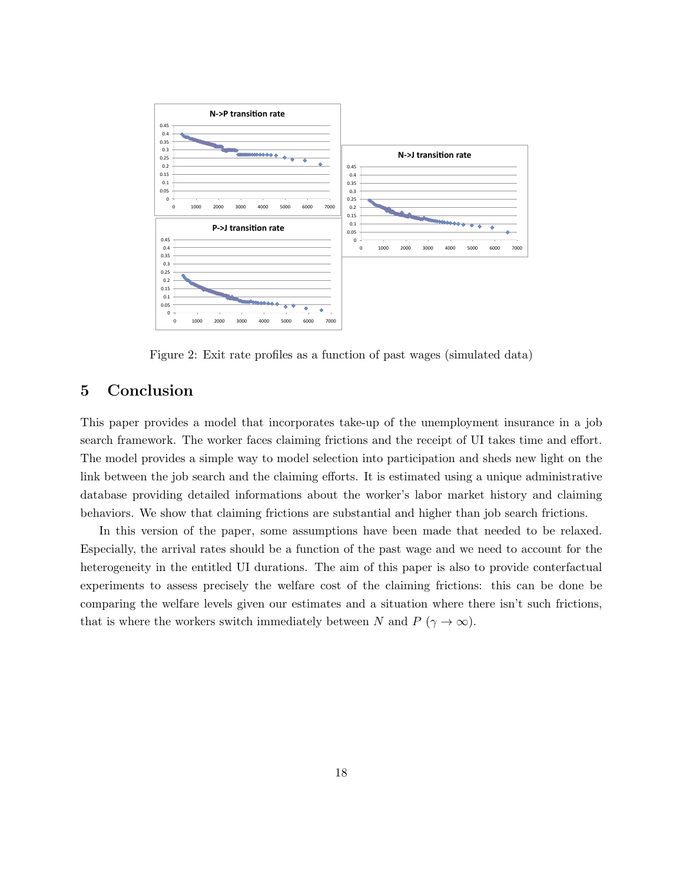Figure 2: Exit rate profiles as a function of past wages (simulated data)

## 5 Conclusion

This paper provides a model that incorporates take-up of the unemployment insurance in a job search framework. The worker faces claiming frictions and the receipt of UI takes time and effort. The model provides a simple way to model selection into participation and sheds new light on the link between the job search and the claiming efforts. It is estimated using a unique administrative database providing detailed informations about the worker's labor market history and claiming behaviors. We show that claiming frictions are substantial and higher than job search frictions.

In this version of the paper, some assumptions have been made that needed to be relaxed. Especially, the arrival rates should be a function of the past wage and we need to account for the heterogeneity in the entitled UI durations. The aim of this paper is also to provide conterfactual experiments to assess precisely the welfare cost of the claiming frictions: this can be done be comparing the welfare levels given our estimates and a situation where there isn't such frictions, that is where the workers switch immediately between $N$ and $P$ ($\gamma \to \infty$).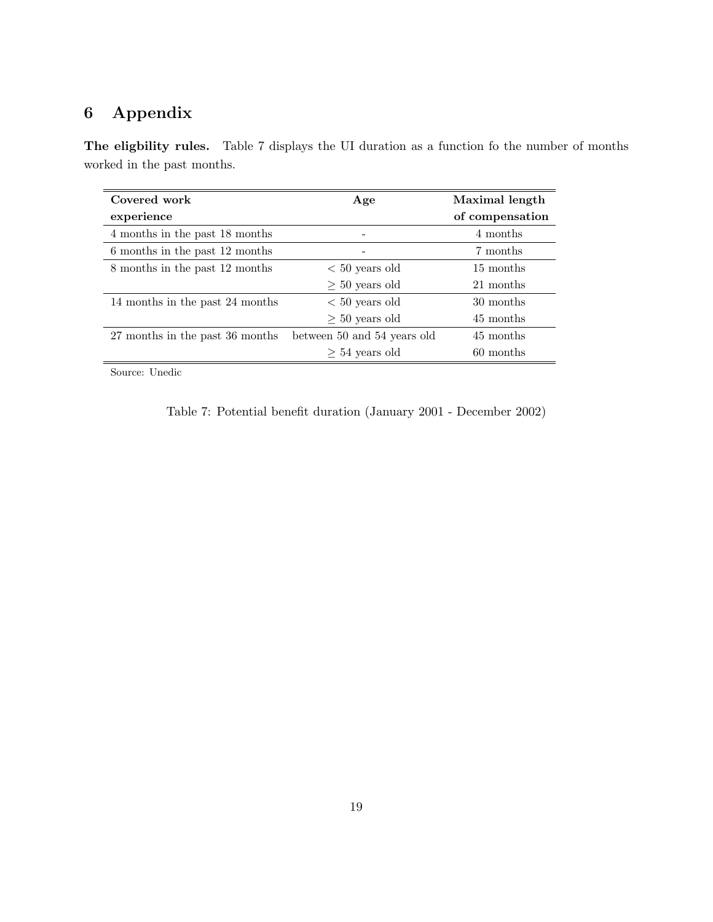# 6 Appendix

**The eligbility rules.** Table 7 displays the UI duration as a function fo the number of months worked in the past months.

| **Covered work experience** | **Age** | **Maximal length of compensation** |
|---|---|---|
| 4 months in the past 18 months | - | 4 months |
| 6 months in the past 12 months | - | 7 months |
| 8 months in the past 12 months | $<$ 50 years old | 15 months |
| | $\geq$ 50 years old | 21 months |
| 14 months in the past 24 months | $<$ 50 years old | 30 months |
| | $\geq$ 50 years old | 45 months |
| 27 months in the past 36 months | between 50 and 54 years old | 45 months |
| | $\geq$ 54 years old | 60 months |

Source: Unedic

Table 7: Potential benefit duration (January 2001 - December 2002)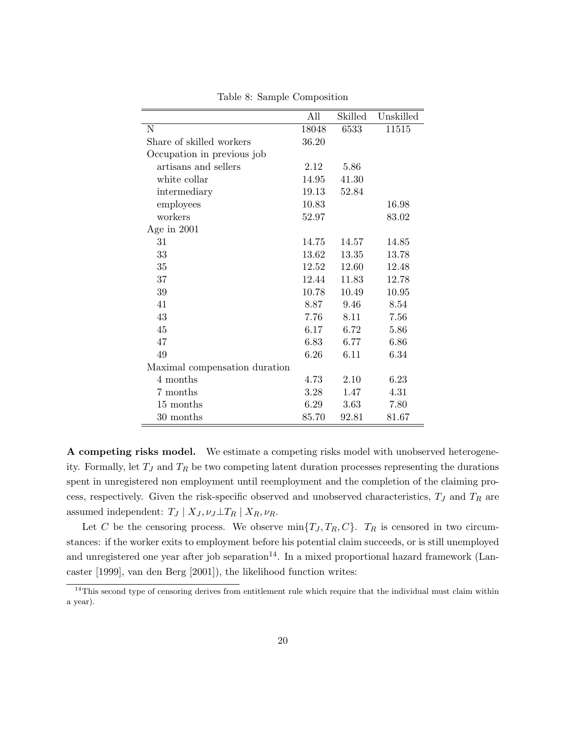Table 8: Sample Composition

| | All | Skilled | Unskilled |
|---|---|---|---|
| N | 18048 | 6533 | 11515 |
| Share of skilled workers | 36.20 | | |
| Occupation in previous job | | | |
| artisans and sellers | 2.12 | 5.86 | |
| white collar | 14.95 | 41.30 | |
| intermediary | 19.13 | 52.84 | |
| employees | 10.83 | | 16.98 |
| workers | 52.97 | | 83.02 |
| Age in 2001 | | | |
| 31 | 14.75 | 14.57 | 14.85 |
| 33 | 13.62 | 13.35 | 13.78 |
| 35 | 12.52 | 12.60 | 12.48 |
| 37 | 12.44 | 11.83 | 12.78 |
| 39 | 10.78 | 10.49 | 10.95 |
| 41 | 8.87 | 9.46 | 8.54 |
| 43 | 7.76 | 8.11 | 7.56 |
| 45 | 6.17 | 6.72 | 5.86 |
| 47 | 6.83 | 6.77 | 6.86 |
| 49 | 6.26 | 6.11 | 6.34 |
| Maximal compensation duration | | | |
| 4 months | 4.73 | 2.10 | 6.23 |
| 7 months | 3.28 | 1.47 | 4.31 |
| 15 months | 6.29 | 3.63 | 7.80 |
| 30 months | 85.70 | 92.81 | 81.67 |

**A competing risks model.** We estimate a competing risks model with unobserved heterogeneity. Formally, let $T_J$ and $T_R$ be two competing latent duration processes representing the durations spent in unregistered non employment until reemployment and the completion of the claiming process, respectively. Given the risk-specific observed and unobserved characteristics, $T_J$ and $T_R$ are assumed independent: $T_J \mid X_J, \nu_J \perp T_R \mid X_R, \nu_R$.

Let $C$ be the censoring process. We observe $\min\{T_J, T_R, C\}$. $T_R$ is censored in two circumstances: if the worker exits to employment before his potential claim succeeds, or is still unemployed and unregistered one year after job separation[14]. In a mixed proportional hazard framework (Lancaster [1999], van den Berg [2001]), the likelihood function writes:

[14] This second type of censoring derives from entitlement rule which require that the individual must claim within a year).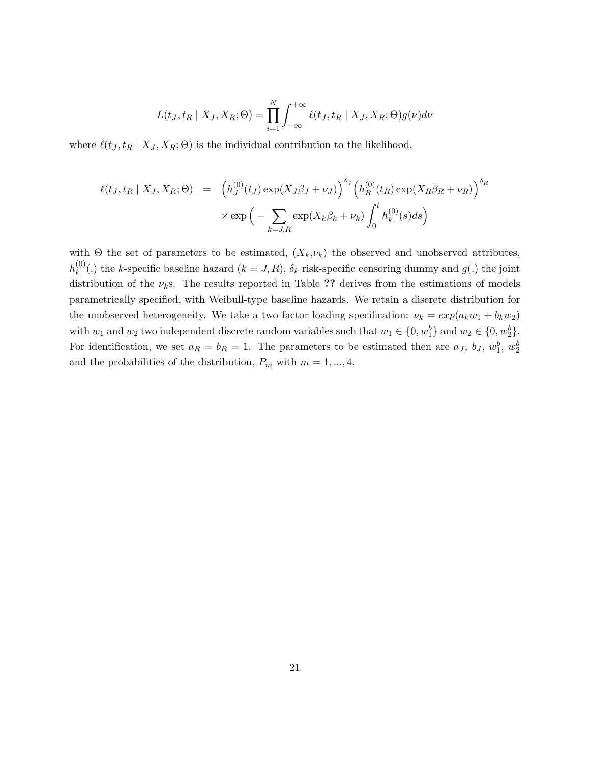$$L(t_J, t_R \mid X_J, X_R; \Theta) = \prod_{i=1}^{N} \int_{-\infty}^{+\infty} \ell(t_J, t_R \mid X_J, X_R; \Theta) g(\nu) d\nu$$

where $\ell(t_J, t_R \mid X_J, X_R; \Theta)$ is the individual contribution to the likelihood,

$$\begin{aligned}
\ell(t_J, t_R \mid X_J, X_R; \Theta) &= \Big(h_J^{(0)}(t_J) \exp(X_J \beta_J + \nu_J)\Big)^{\delta_J} \Big(h_R^{(0)}(t_R) \exp(X_R \beta_R + \nu_R)\Big)^{\delta_R} \\
&\quad \times \exp\Big( - \sum_{k=J,R} \exp(X_k \beta_k + \nu_k) \int_0^t h_k^{(0)}(s) ds\Big)
\end{aligned}$$

with $\Theta$ the set of parameters to be estimated, ($X_k$,$\nu_k$) the observed and unobserved attributes, $h_k^{(0)}(.)$ the $k$-specific baseline hazard ($k = J, R$), $\delta_k$ risk-specific censoring dummy and $g(.)$ the joint distribution of the $\nu_k$s. The results reported in Table **??** derives from the estimations of models parametrically specified, with Weibull-type baseline hazards. We retain a discrete distribution for the unobserved heterogeneity. We take a two factor loading specification: $\nu_k = exp(a_k w_1 + b_k w_2)$ with $w_1$ and $w_2$ two independent discrete random variables such that $w_1 \in \{0, w_1^b\}$ and $w_2 \in \{0, w_2^b\}$. For identification, we set $a_R = b_R = 1$. The parameters to be estimated then are $a_J$, $b_J$, $w_1^b$, $w_2^b$ and the probabilities of the distribution, $P_m$ with $m = 1, ..., 4$.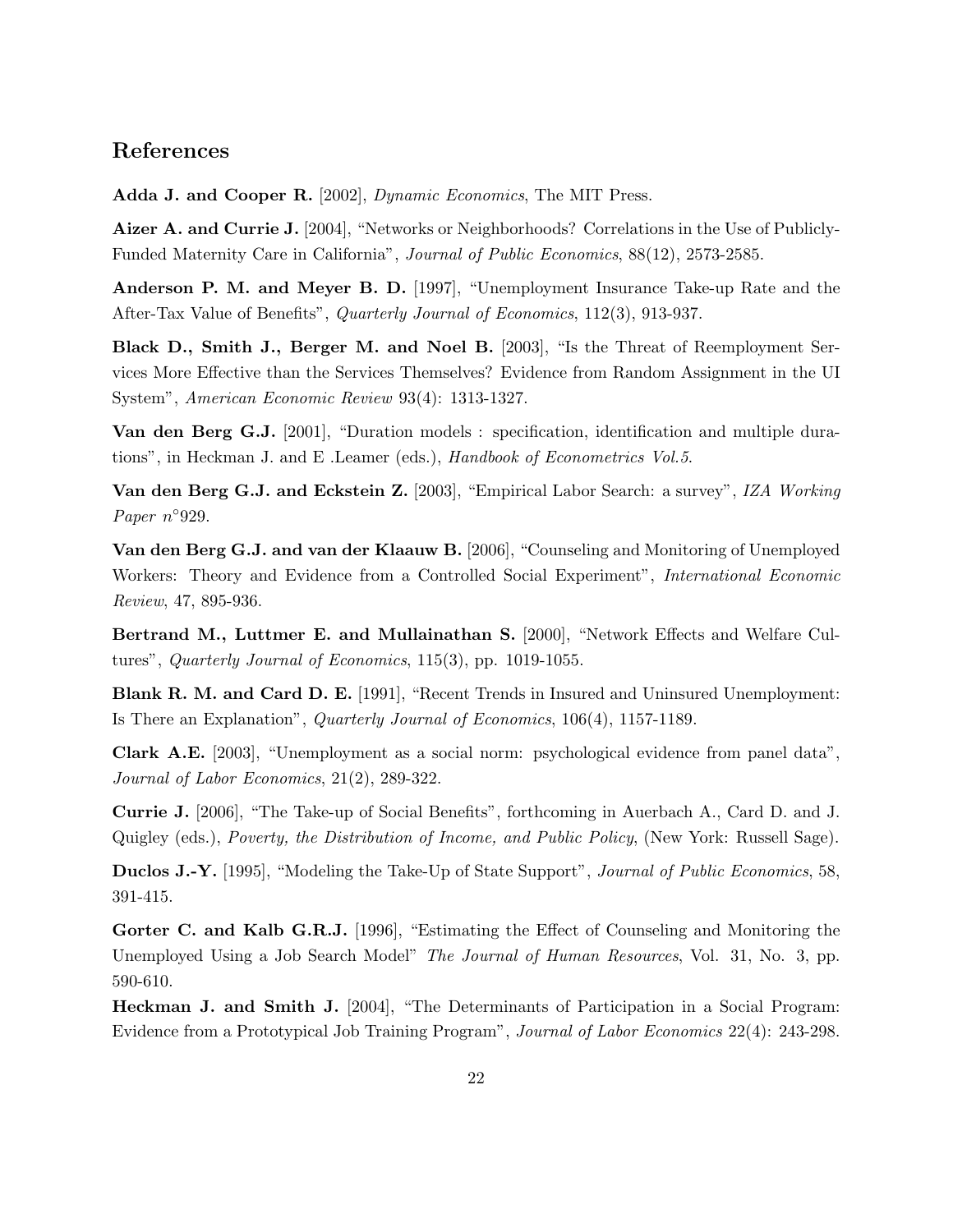## References

**Adda J. and Cooper R.** [2002], *Dynamic Economics*, The MIT Press.

**Aizer A. and Currie J.** [2004], "Networks or Neighborhoods? Correlations in the Use of Publicly-Funded Maternity Care in California", *Journal of Public Economics*, 88(12), 2573-2585.

**Anderson P. M. and Meyer B. D.** [1997], "Unemployment Insurance Take-up Rate and the After-Tax Value of Benefits", *Quarterly Journal of Economics*, 112(3), 913-937.

**Black D., Smith J., Berger M. and Noel B.** [2003], "Is the Threat of Reemployment Services More Effective than the Services Themselves? Evidence from Random Assignment in the UI System", *American Economic Review* 93(4): 1313-1327.

**Van den Berg G.J.** [2001], "Duration models : specification, identification and multiple durations", in Heckman J. and E .Leamer (eds.), *Handbook of Econometrics Vol.5*.

**Van den Berg G.J. and Eckstein Z.** [2003], "Empirical Labor Search: a survey", *IZA Working Paper n°929*.

**Van den Berg G.J. and van der Klaauw B.** [2006], "Counseling and Monitoring of Unemployed Workers: Theory and Evidence from a Controlled Social Experiment", *International Economic Review*, 47, 895-936.

**Bertrand M., Luttmer E. and Mullainathan S.** [2000], "Network Effects and Welfare Cultures", *Quarterly Journal of Economics*, 115(3), pp. 1019-1055.

**Blank R. M. and Card D. E.** [1991], "Recent Trends in Insured and Uninsured Unemployment: Is There an Explanation", *Quarterly Journal of Economics*, 106(4), 1157-1189.

**Clark A.E.** [2003], "Unemployment as a social norm: psychological evidence from panel data", *Journal of Labor Economics*, 21(2), 289-322.

**Currie J.** [2006], "The Take-up of Social Benefits", forthcoming in Auerbach A., Card D. and J. Quigley (eds.), *Poverty, the Distribution of Income, and Public Policy*, (New York: Russell Sage).

**Duclos J.-Y.** [1995], "Modeling the Take-Up of State Support", *Journal of Public Economics*, 58, 391-415.

**Gorter C. and Kalb G.R.J.** [1996], "Estimating the Effect of Counseling and Monitoring the Unemployed Using a Job Search Model" *The Journal of Human Resources*, Vol. 31, No. 3, pp. 590-610.

**Heckman J. and Smith J.** [2004], "The Determinants of Participation in a Social Program: Evidence from a Prototypical Job Training Program", *Journal of Labor Economics* 22(4): 243-298.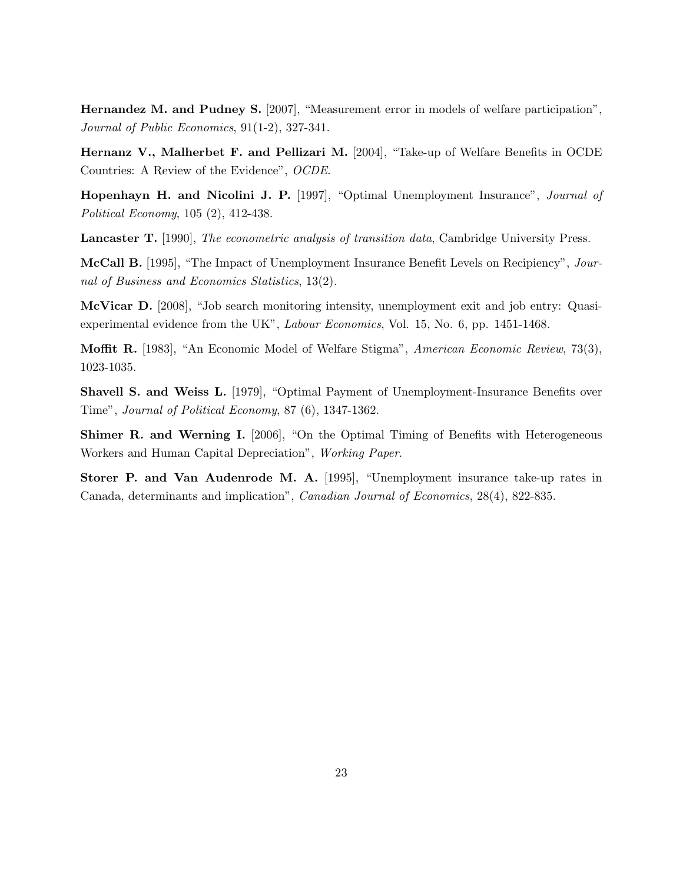**Hernandez M. and Pudney S.** [2007], "Measurement error in models of welfare participation", *Journal of Public Economics*, 91(1-2), 327-341.

**Hernanz V., Malherbet F. and Pellizari M.** [2004], "Take-up of Welfare Benefits in OCDE Countries: A Review of the Evidence", *OCDE*.

**Hopenhayn H. and Nicolini J. P.** [1997], "Optimal Unemployment Insurance", *Journal of Political Economy*, 105 (2), 412-438.

**Lancaster T.** [1990], *The econometric analysis of transition data*, Cambridge University Press.

**McCall B.** [1995], "The Impact of Unemployment Insurance Benefit Levels on Recipiency", *Journal of Business and Economics Statistics*, 13(2).

**McVicar D.** [2008], "Job search monitoring intensity, unemployment exit and job entry: Quasi-experimental evidence from the UK", *Labour Economics*, Vol. 15, No. 6, pp. 1451-1468.

**Moffit R.** [1983], "An Economic Model of Welfare Stigma", *American Economic Review*, 73(3), 1023-1035.

**Shavell S. and Weiss L.** [1979], "Optimal Payment of Unemployment-Insurance Benefits over Time", *Journal of Political Economy*, 87 (6), 1347-1362.

**Shimer R. and Werning I.** [2006], "On the Optimal Timing of Benefits with Heterogeneous Workers and Human Capital Depreciation", *Working Paper*.

**Storer P. and Van Audenrode M. A.** [1995], "Unemployment insurance take-up rates in Canada, determinants and implication", *Canadian Journal of Economics*, 28(4), 822-835.